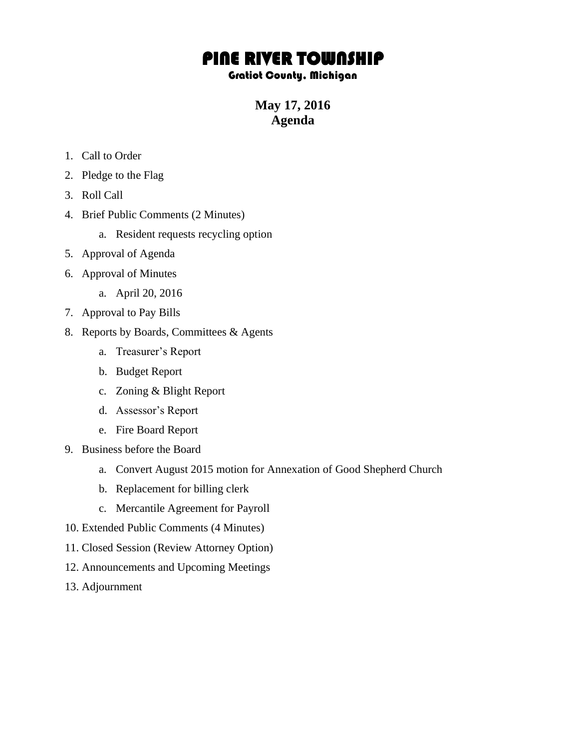# PINE RIVER TOWNSHIP

### Gratiot County, Michigan

## May 17, 2016
## Agenda

1. Call to Order
2. Pledge to the Flag
3. Roll Call
4. Brief Public Comments (2 Minutes)
    a. Resident requests recycling option
5. Approval of Agenda
6. Approval of Minutes
    a. April 20, 2016
7. Approval to Pay Bills
8. Reports by Boards, Committees & Agents
    a. Treasurer's Report
    b. Budget Report
    c. Zoning & Blight Report
    d. Assessor's Report
    e. Fire Board Report
9. Business before the Board
    a. Convert August 2015 motion for Annexation of Good Shepherd Church
    b. Replacement for billing clerk
    c. Mercantile Agreement for Payroll
10. Extended Public Comments (4 Minutes)
11. Closed Session (Review Attorney Option)
12. Announcements and Upcoming Meetings
13. Adjournment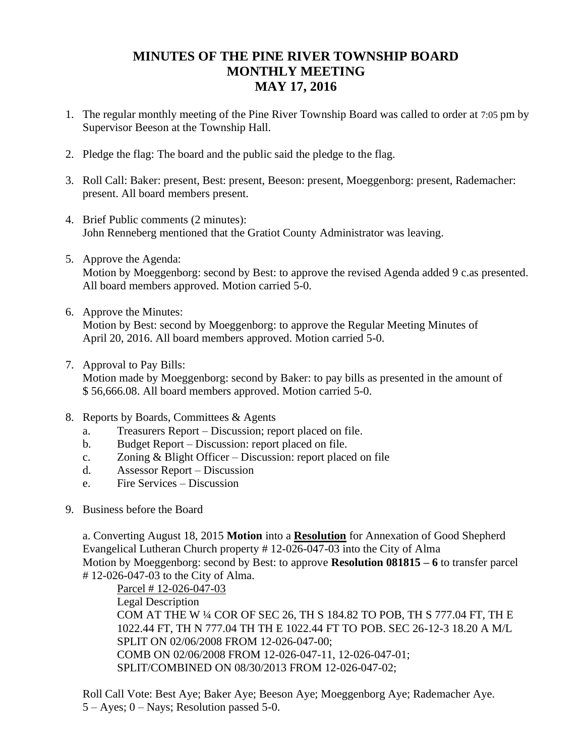# MINUTES OF THE PINE RIVER TOWNSHIP BOARD MONTHLY MEETING MAY 17, 2016

1. The regular monthly meeting of the Pine River Township Board was called to order at 7:05 pm by Supervisor Beeson at the Township Hall.

2. Pledge the flag: The board and the public said the pledge to the flag.

3. Roll Call: Baker: present, Best: present, Beeson: present, Moeggenborg: present, Rademacher: present. All board members present.

4. Brief Public comments (2 minutes):
   John Renneberg mentioned that the Gratiot County Administrator was leaving.

5. Approve the Agenda:
   Motion by Moeggenborg: second by Best: to approve the revised Agenda added 9 c.as presented. All board members approved. Motion carried 5-0.

6. Approve the Minutes:
   Motion by Best: second by Moeggenborg: to approve the Regular Meeting Minutes of April 20, 2016. All board members approved. Motion carried 5-0.

7. Approval to Pay Bills:
   Motion made by Moeggenborg: second by Baker: to pay bills as presented in the amount of $ 56,666.08. All board members approved. Motion carried 5-0.

8. Reports by Boards, Committees & Agents
   a. Treasurers Report – Discussion; report placed on file.
   b. Budget Report – Discussion: report placed on file.
   c. Zoning & Blight Officer – Discussion: report placed on file
   d. Assessor Report – Discussion
   e. Fire Services – Discussion

9. Business before the Board

   a. Converting August 18, 2015 **Motion** into a <u>**Resolution**</u> for Annexation of Good Shepherd Evangelical Lutheran Church property # 12-026-047-03 into the City of Alma
   Motion by Moeggenborg: second by Best: to approve **Resolution 081815 – 6** to transfer parcel # 12-026-047-03 to the City of Alma.

   <u>Parcel # 12-026-047-03</u>
   Legal Description
   COM AT THE W ¼ COR OF SEC 26, TH S 184.82 TO POB, TH S 777.04 FT, TH E 1022.44 FT, TH N 777.04 TH TH E 1022.44 FT TO POB. SEC 26-12-3 18.20 A M/L
   SPLIT ON 02/06/2008 FROM 12-026-047-00;
   COMB ON 02/06/2008 FROM 12-026-047-11, 12-026-047-01;
   SPLIT/COMBINED ON 08/30/2013 FROM 12-026-047-02;

   Roll Call Vote: Best Aye; Baker Aye; Beeson Aye; Moeggenborg Aye; Rademacher Aye.
   5 – Ayes; 0 – Nays; Resolution passed 5-0.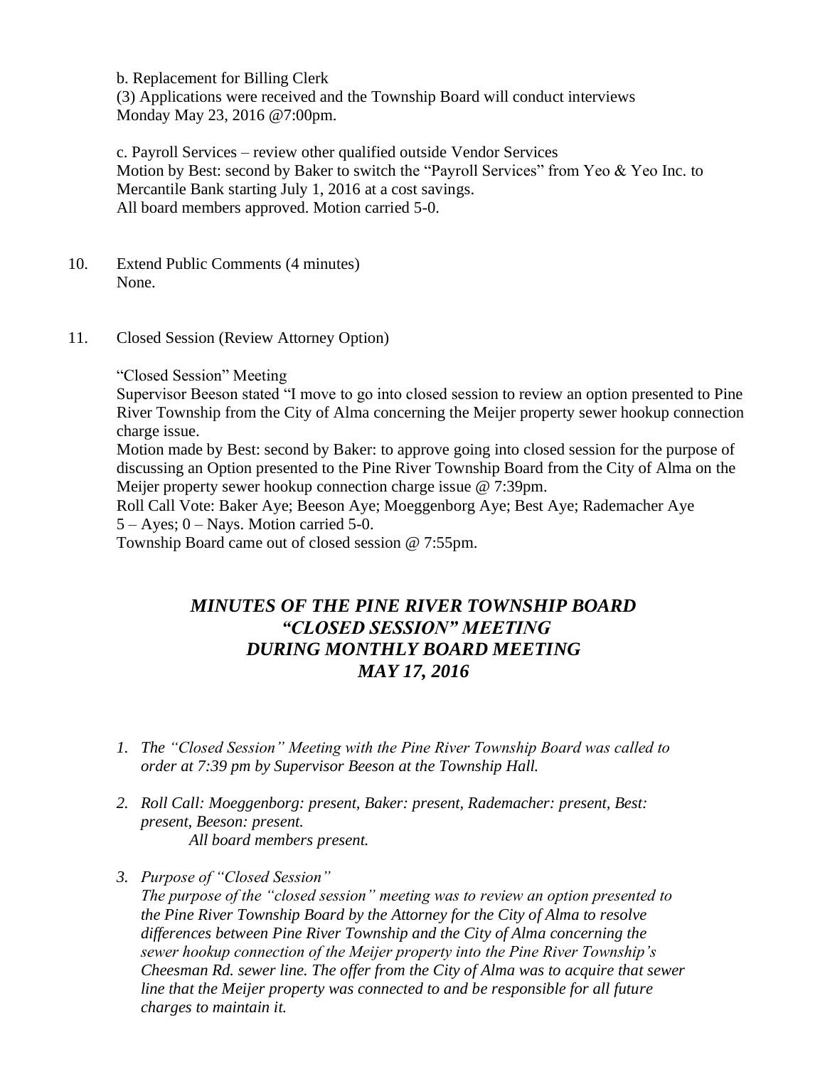b. Replacement for Billing Clerk
(3) Applications were received and the Township Board will conduct interviews Monday May 23, 2016 @7:00pm.

c. Payroll Services – review other qualified outside Vendor Services
Motion by Best: second by Baker to switch the "Payroll Services" from Yeo & Yeo Inc. to Mercantile Bank starting July 1, 2016 at a cost savings.
All board members approved. Motion carried 5-0.

10. Extend Public Comments (4 minutes)
    None.

11. Closed Session (Review Attorney Option)

    "Closed Session" Meeting
    Supervisor Beeson stated "I move to go into closed session to review an option presented to Pine River Township from the City of Alma concerning the Meijer property sewer hookup connection charge issue.
    Motion made by Best: second by Baker: to approve going into closed session for the purpose of discussing an Option presented to the Pine River Township Board from the City of Alma on the Meijer property sewer hookup connection charge issue @ 7:39pm.
    Roll Call Vote: Baker Aye; Beeson Aye; Moeggenborg Aye; Best Aye; Rademacher Aye
    5 – Ayes; 0 – Nays. Motion carried 5-0.
    Township Board came out of closed session @ 7:55pm.

## *MINUTES OF THE PINE RIVER TOWNSHIP BOARD "CLOSED SESSION" MEETING DURING MONTHLY BOARD MEETING MAY 17, 2016*

1. *The "Closed Session" Meeting with the Pine River Township Board was called to order at 7:39 pm by Supervisor Beeson at the Township Hall.*

2. *Roll Call: Moeggenborg: present, Baker: present, Rademacher: present, Best: present, Beeson: present.*
   *All board members present.*

3. *Purpose of "Closed Session"*
   *The purpose of the "closed session" meeting was to review an option presented to the Pine River Township Board by the Attorney for the City of Alma to resolve differences between Pine River Township and the City of Alma concerning the sewer hookup connection of the Meijer property into the Pine River Township's Cheesman Rd. sewer line. The offer from the City of Alma was to acquire that sewer line that the Meijer property was connected to and be responsible for all future charges to maintain it.*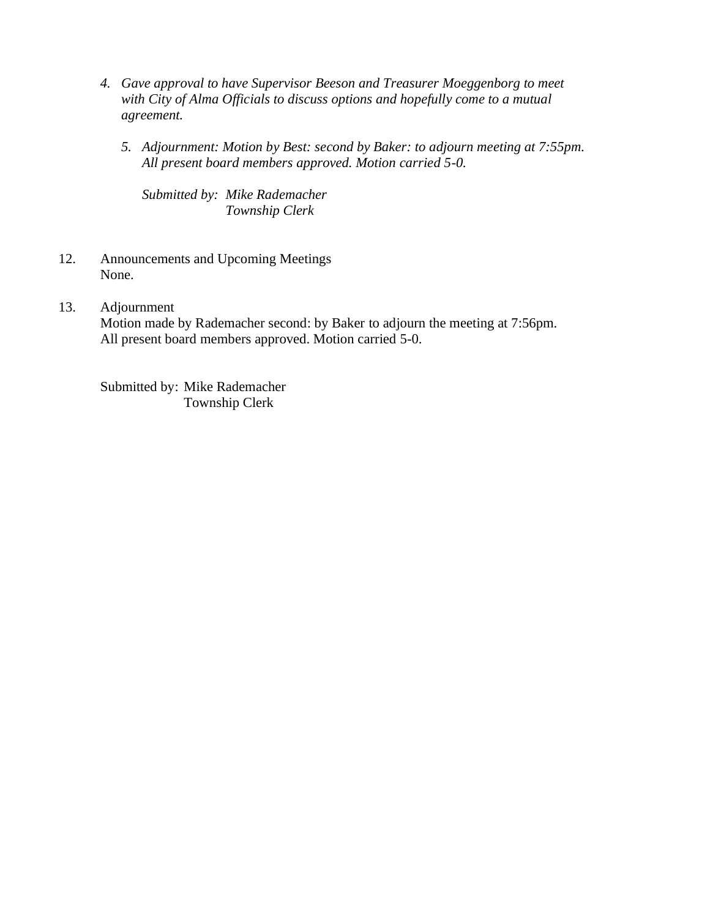4. *Gave approval to have Supervisor Beeson and Treasurer Moeggenborg to meet with City of Alma Officials to discuss options and hopefully come to a mutual agreement.*

5. *Adjournment: Motion by Best: second by Baker: to adjourn meeting at 7:55pm. All present board members approved. Motion carried 5-0.*

   *Submitted by: Mike Rademacher*
   *Township Clerk*

12. Announcements and Upcoming Meetings
    None.

13. Adjournment
    Motion made by Rademacher second: by Baker to adjourn the meeting at 7:56pm. All present board members approved. Motion carried 5-0.

Submitted by: Mike Rademacher
Township Clerk